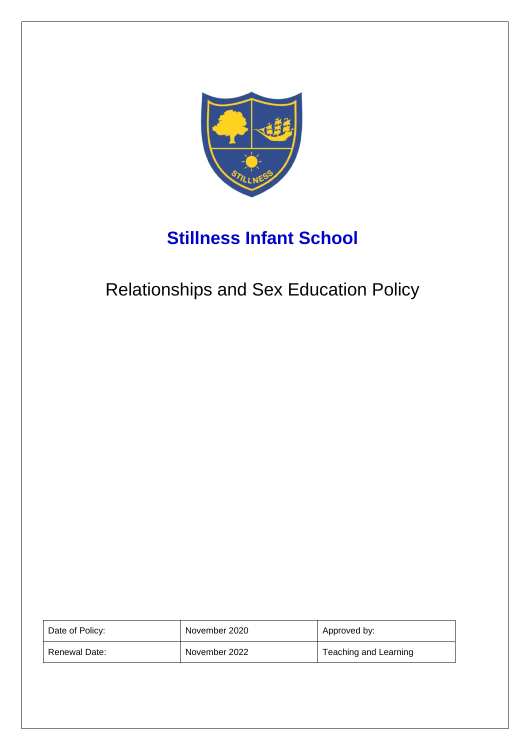# Stillness Infant School

## Relationships and Sex Education Policy

| Date of Policy: | November 2020 | Approved by: |
|---|---|---|
| Renewal Date: | November 2022 | Teaching and Learning |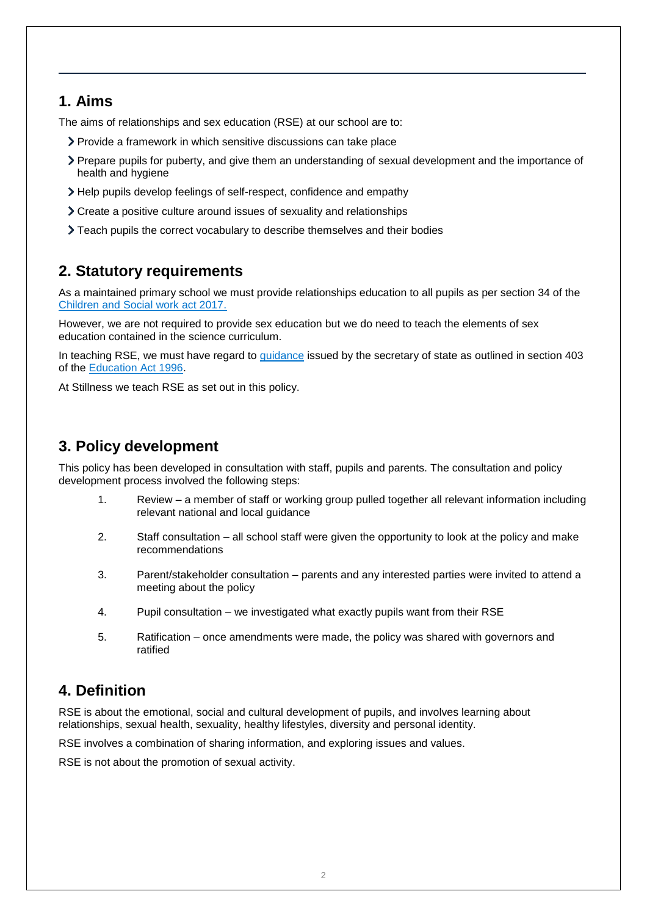## 1. Aims

The aims of relationships and sex education (RSE) at our school are to:

- Provide a framework in which sensitive discussions can take place
- Prepare pupils for puberty, and give them an understanding of sexual development and the importance of health and hygiene
- Help pupils develop feelings of self-respect, confidence and empathy
- Create a positive culture around issues of sexuality and relationships
- Teach pupils the correct vocabulary to describe themselves and their bodies

## 2. Statutory requirements

As a maintained primary school we must provide relationships education to all pupils as per section 34 of the Children and Social work act 2017.

However, we are not required to provide sex education but we do need to teach the elements of sex education contained in the science curriculum.

In teaching RSE, we must have regard to guidance issued by the secretary of state as outlined in section 403 of the Education Act 1996.

At Stillness we teach RSE as set out in this policy.

## 3. Policy development

This policy has been developed in consultation with staff, pupils and parents. The consultation and policy development process involved the following steps:

1. Review – a member of staff or working group pulled together all relevant information including relevant national and local guidance
2. Staff consultation – all school staff were given the opportunity to look at the policy and make recommendations
3. Parent/stakeholder consultation – parents and any interested parties were invited to attend a meeting about the policy
4. Pupil consultation – we investigated what exactly pupils want from their RSE
5. Ratification – once amendments were made, the policy was shared with governors and ratified

## 4. Definition

RSE is about the emotional, social and cultural development of pupils, and involves learning about relationships, sexual health, sexuality, healthy lifestyles, diversity and personal identity.

RSE involves a combination of sharing information, and exploring issues and values.

RSE is not about the promotion of sexual activity.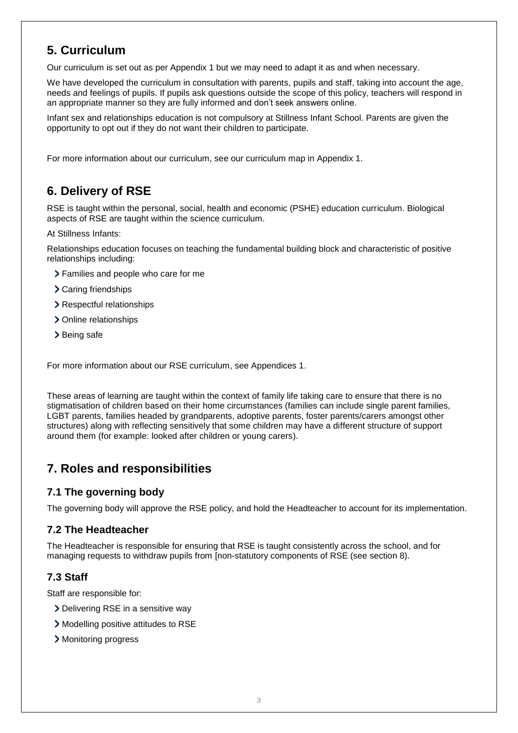## 5. Curriculum

Our curriculum is set out as per Appendix 1 but we may need to adapt it as and when necessary.

We have developed the curriculum in consultation with parents, pupils and staff, taking into account the age, needs and feelings of pupils. If pupils ask questions outside the scope of this policy, teachers will respond in an appropriate manner so they are fully informed and don't seek answers online.

Infant sex and relationships education is not compulsory at Stillness Infant School. Parents are given the opportunity to opt out if they do not want their children to participate.

For more information about our curriculum, see our curriculum map in Appendix 1.

## 6. Delivery of RSE

RSE is taught within the personal, social, health and economic (PSHE) education curriculum. Biological aspects of RSE are taught within the science curriculum.

At Stillness Infants:

Relationships education focuses on teaching the fundamental building block and characteristic of positive relationships including:

- Families and people who care for me
- Caring friendships
- Respectful relationships
- Online relationships
- Being safe

For more information about our RSE curriculum, see Appendices 1.

These areas of learning are taught within the context of family life taking care to ensure that there is no stigmatisation of children based on their home circumstances (families can include single parent families, LGBT parents, families headed by grandparents, adoptive parents, foster parents/carers amongst other structures) along with reflecting sensitively that some children may have a different structure of support around them (for example: looked after children or young carers).

## 7. Roles and responsibilities

### 7.1 The governing body

The governing body will approve the RSE policy, and hold the Headteacher to account for its implementation.

### 7.2 The Headteacher

The Headteacher is responsible for ensuring that RSE is taught consistently across the school, and for managing requests to withdraw pupils from [non-statutory components of RSE (see section 8).

### 7.3 Staff

Staff are responsible for:

- Delivering RSE in a sensitive way
- Modelling positive attitudes to RSE
- Monitoring progress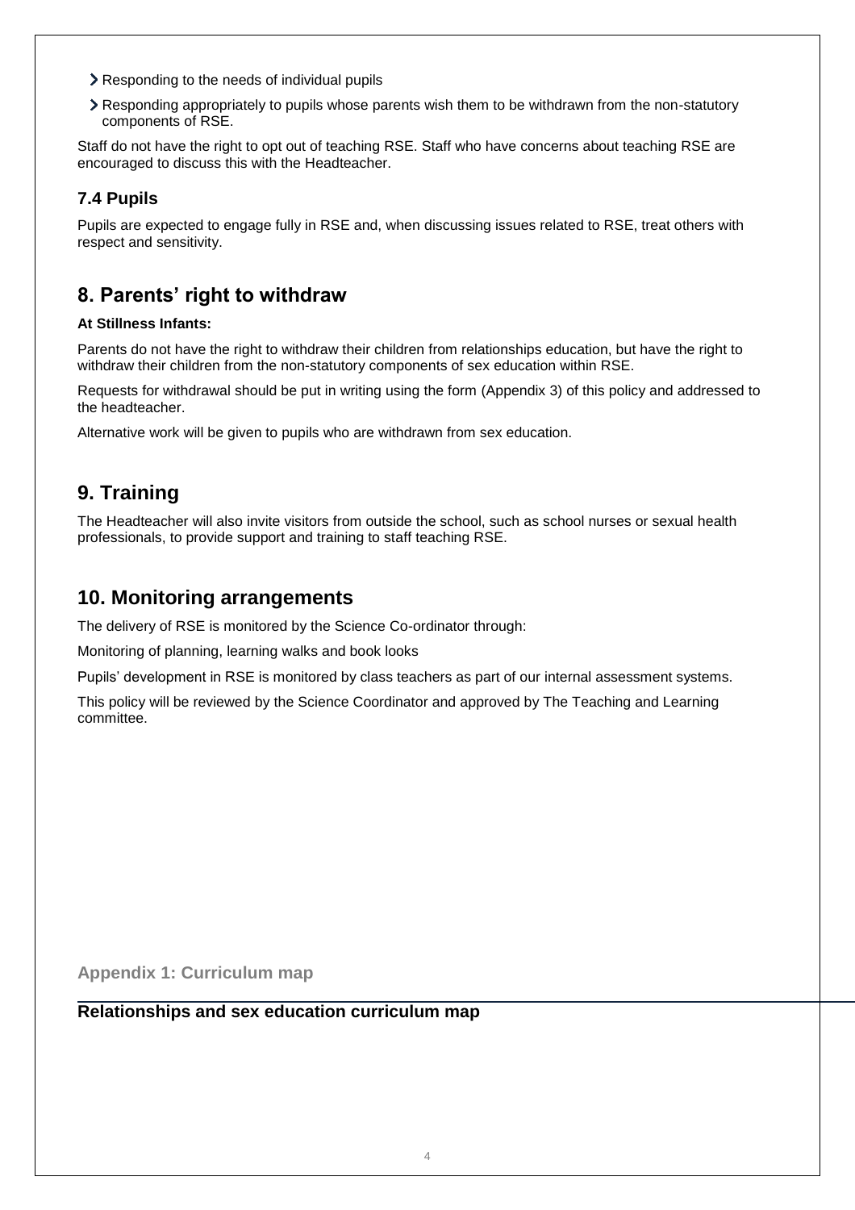- Responding to the needs of individual pupils
- Responding appropriately to pupils whose parents wish them to be withdrawn from the non-statutory components of RSE.

Staff do not have the right to opt out of teaching RSE. Staff who have concerns about teaching RSE are encouraged to discuss this with the Headteacher.

### 7.4 Pupils

Pupils are expected to engage fully in RSE and, when discussing issues related to RSE, treat others with respect and sensitivity.

## 8. Parents' right to withdraw

**At Stillness Infants:**

Parents do not have the right to withdraw their children from relationships education, but have the right to withdraw their children from the non-statutory components of sex education within RSE.

Requests for withdrawal should be put in writing using the form (Appendix 3) of this policy and addressed to the headteacher.

Alternative work will be given to pupils who are withdrawn from sex education.

## 9. Training

The Headteacher will also invite visitors from outside the school, such as school nurses or sexual health professionals, to provide support and training to staff teaching RSE.

## 10. Monitoring arrangements

The delivery of RSE is monitored by the Science Co-ordinator through:

Monitoring of planning, learning walks and book looks

Pupils' development in RSE is monitored by class teachers as part of our internal assessment systems.

This policy will be reviewed by the Science Coordinator and approved by The Teaching and Learning committee.

**Appendix 1: Curriculum map**

**Relationships and sex education curriculum map**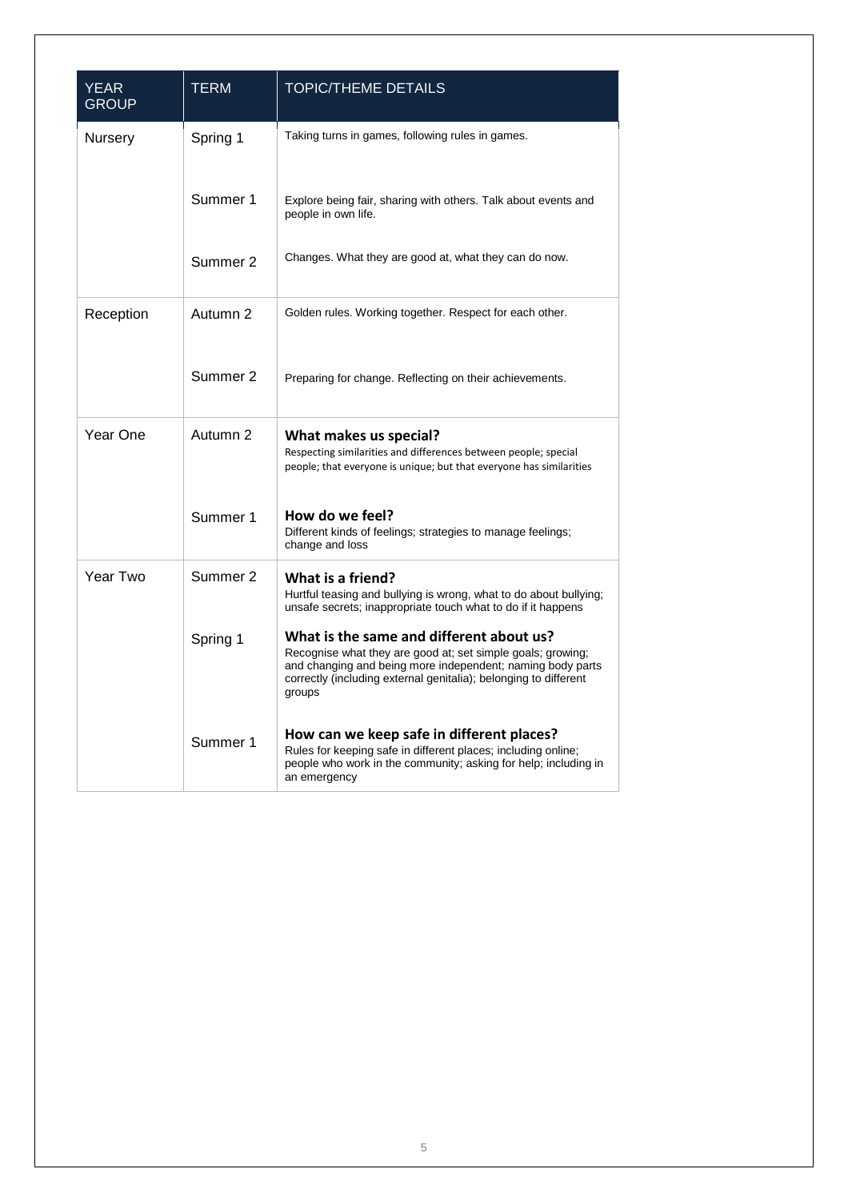| YEAR GROUP | TERM | TOPIC/THEME DETAILS |
|---|---|---|
| Nursery | Spring 1 | Taking turns in games, following rules in games. |
| | Summer 1 | Explore being fair, sharing with others. Talk about events and people in own life. |
| | Summer 2 | Changes. What they are good at, what they can do now. |
| Reception | Autumn 2 | Golden rules. Working together. Respect for each other. |
| | Summer 2 | Preparing for change. Reflecting on their achievements. |
| Year One | Autumn 2 | **What makes us special?** Respecting similarities and differences between people; special people; that everyone is unique; but that everyone has similarities |
| | Summer 1 | **How do we feel?** Different kinds of feelings; strategies to manage feelings; change and loss |
| Year Two | Summer 2 | **What is a friend?** Hurtful teasing and bullying is wrong, what to do about bullying; unsafe secrets; inappropriate touch what to do if it happens |
| | Spring 1 | **What is the same and different about us?** Recognise what they are good at; set simple goals; growing; and changing and being more independent; naming body parts correctly (including external genitalia); belonging to different groups |
| | Summer 1 | **How can we keep safe in different places?** Rules for keeping safe in different places; including online; people who work in the community; asking for help; including in an emergency |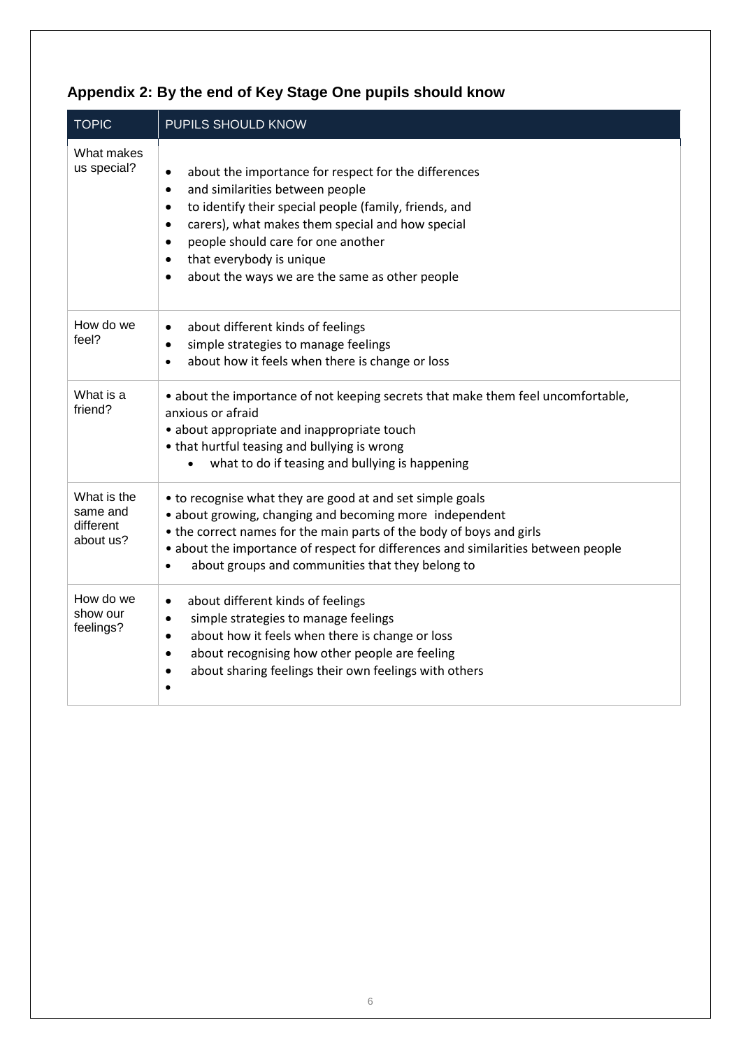## Appendix 2: By the end of Key Stage One pupils should know

| TOPIC | PUPILS SHOULD KNOW |
|---|---|
| What makes us special? | • about the importance for respect for the differences<br>• and similarities between people<br>• to identify their special people (family, friends, and<br>• carers), what makes them special and how special<br>• people should care for one another<br>• that everybody is unique<br>• about the ways we are the same as other people |
| How do we feel? | • about different kinds of feelings<br>• simple strategies to manage feelings<br>• about how it feels when there is change or loss |
| What is a friend? | • about the importance of not keeping secrets that make them feel uncomfortable, anxious or afraid<br>• about appropriate and inappropriate touch<br>• that hurtful teasing and bullying is wrong<br>• what to do if teasing and bullying is happening |
| What is the same and different about us? | • to recognise what they are good at and set simple goals<br>• about growing, changing and becoming more independent<br>• the correct names for the main parts of the body of boys and girls<br>• about the importance of respect for differences and similarities between people<br>• about groups and communities that they belong to |
| How do we show our feelings? | • about different kinds of feelings<br>• simple strategies to manage feelings<br>• about how it feels when there is change or loss<br>• about recognising how other people are feeling<br>• about sharing feelings their own feelings with others<br>• |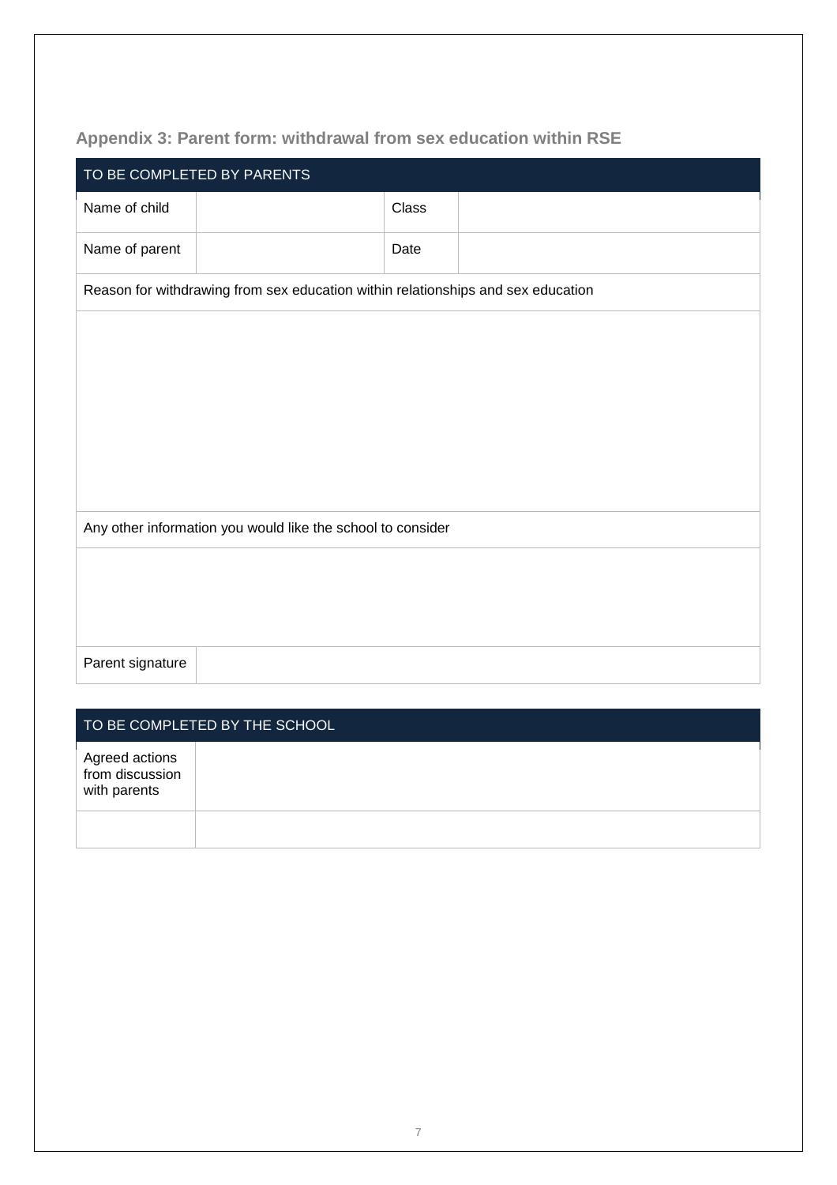## Appendix 3: Parent form: withdrawal from sex education within RSE

| TO BE COMPLETED BY PARENTS | | | |
|---|---|---|---|
| Name of child | | Class | |
| Name of parent | | Date | |
| Reason for withdrawing from sex education within relationships and sex education | | | |
| | | | |
| Any other information you would like the school to consider | | | |
| | | | |
| Parent signature | | | |

| TO BE COMPLETED BY THE SCHOOL | |
|---|---|
| Agreed actions from discussion with parents | |
| | |